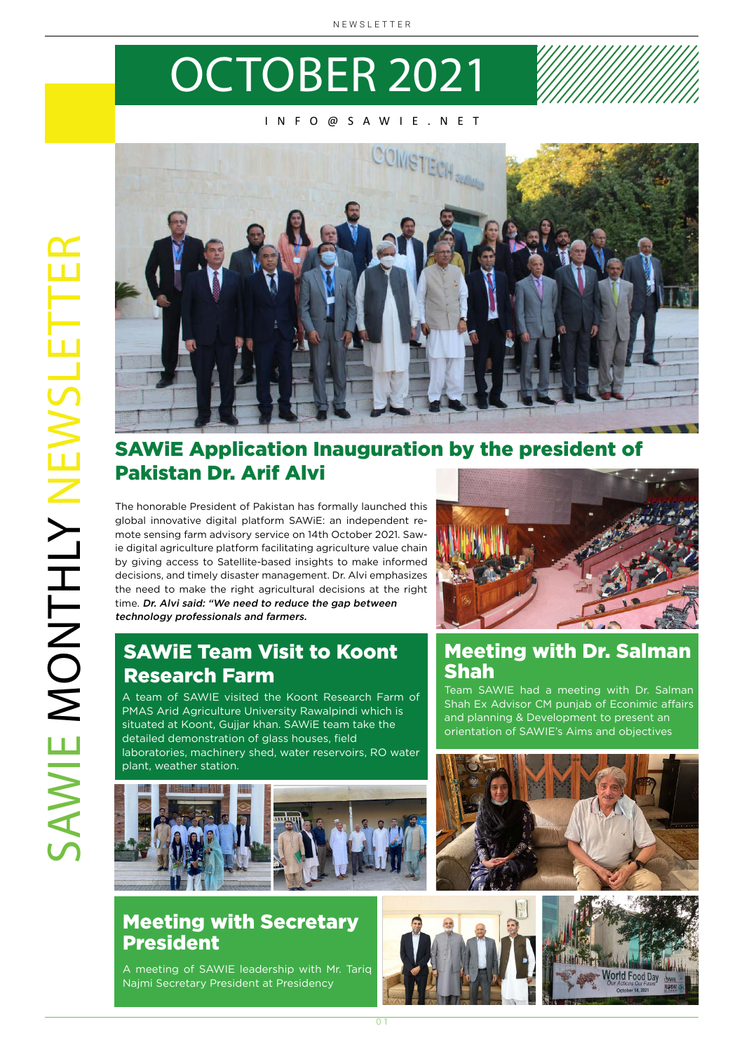# OCTOBER 2021

INFO@SAWIE.NET

SAWIE MONTHLY NEWSLETTER

## SAWiE Application Inauguration by the president of Pakistan Dr. Arif Alvi

The honorable President of Pakistan has formally launched this global innovative digital platform SAWiE: an independent remote sensing farm advisory service on 14th October 2021. Sawie digital agriculture platform facilitating agriculture value chain by giving access to Satellite-based insights to make informed decisions, and timely disaster management. Dr. Alvi emphasizes the need to make the right agricultural decisions at the right time. ***Dr. Alvi said: "We need to reduce the gap between technology professionals and farmers.***

## SAWiE Team Visit to Koont Research Farm

A team of SAWIE visited the Koont Research Farm of PMAS Arid Agriculture University Rawalpindi which is situated at Koont, Gujjar khan. SAWiE team take the detailed demonstration of glass houses, field laboratories, machinery shed, water reservoirs, RO water plant, weather station.

## Meeting with Dr. Salman Shah

Team SAWIE had a meeting with Dr. Salman Shah Ex Advisor CM punjab of Econimic affairs and planning & Development to present an orientation of SAWIE's Aims and objectives

## Meeting with Secretary President

A meeting of SAWIE leadership with Mr. Tariq Najmi Secretary President at Presidency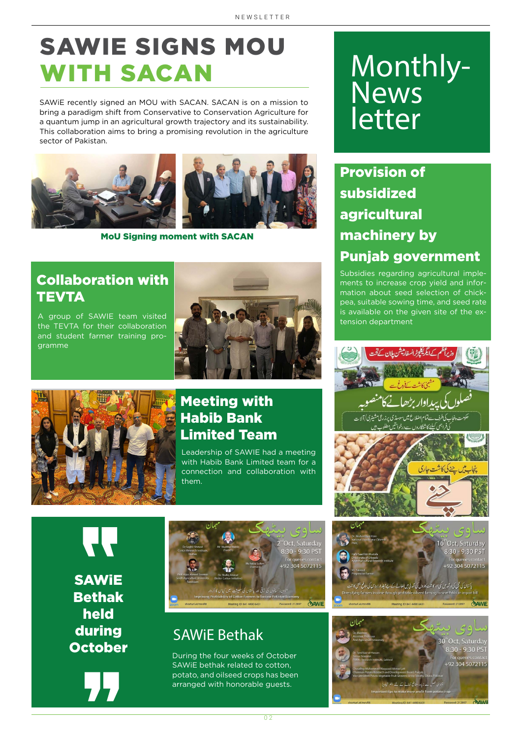# SAWIE SIGNS MOU WITH SACAN

SAWiE recently signed an MOU with SACAN. SACAN is on a mission to bring a paradigm shift from Conservative to Conservation Agriculture for a quantum jump in an agricultural growth trajectory and its sustainability. This collaboration aims to bring a promising revolution in the agriculture sector of Pakistan.

**MoU Signing moment with SACAN**

## Collaboration with TEVTA

A group of SAWIE team visited the TEVTA for their collaboration and student farmer training programme

## Meeting with Habib Bank Limited Team

Leadership of SAWIE had a meeting with Habib Bank Limited team for a connection and collaboration with them.

# Monthly-News letter

## Provision of subsidized agricultural machinery by Punjab government

Subsidies regarding agricultural implements to increase crop yield and information about seed selection of chickpea, suitable sowing time, and seed rate is available on the given site of the extension department

## SAWiE Bethak held during October

## SAWiE Bethak

During the four weeks of October SAWiE bethak related to cotton, potato, and oilseed crops has been arranged with honorable guests.